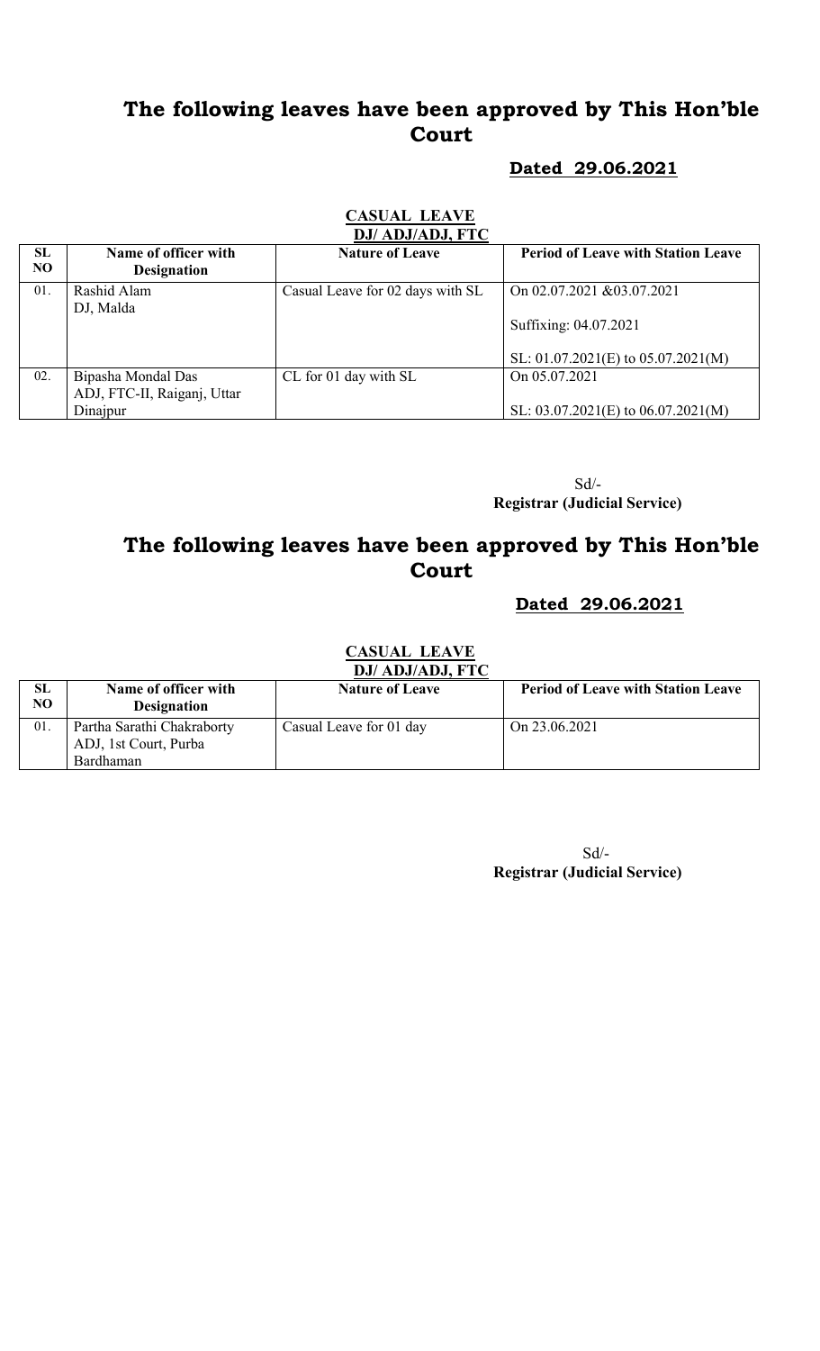# The following leaves have been approved by This Hon'ble Court

**Dated 29.06.2021**

**CASUAL LEAVE**

**DJ/ ADJ/ADJ, FTC**

| SL NO | Name of officer with Designation | Nature of Leave | Period of Leave with Station Leave |
|---|---|---|---|
| 01. | Rashid Alam<br>DJ, Malda | Casual Leave for 02 days with SL | On 02.07.2021 &03.07.2021<br><br>Suffixing: 04.07.2021<br><br>SL: 01.07.2021(E) to 05.07.2021(M) |
| 02. | Bipasha Mondal Das<br>ADJ, FTC-II, Raiganj, Uttar Dinajpur | CL for 01 day with SL | On 05.07.2021<br><br>SL: 03.07.2021(E) to 06.07.2021(M) |

Sd/-
**Registrar (Judicial Service)**

# The following leaves have been approved by This Hon'ble Court

**Dated 29.06.2021**

**CASUAL LEAVE**

**DJ/ ADJ/ADJ, FTC**

| SL NO | Name of officer with Designation | Nature of Leave | Period of Leave with Station Leave |
|---|---|---|---|
| 01. | Partha Sarathi Chakraborty<br>ADJ, 1st Court, Purba Bardhaman | Casual Leave for 01 day | On 23.06.2021 |

Sd/-
**Registrar (Judicial Service)**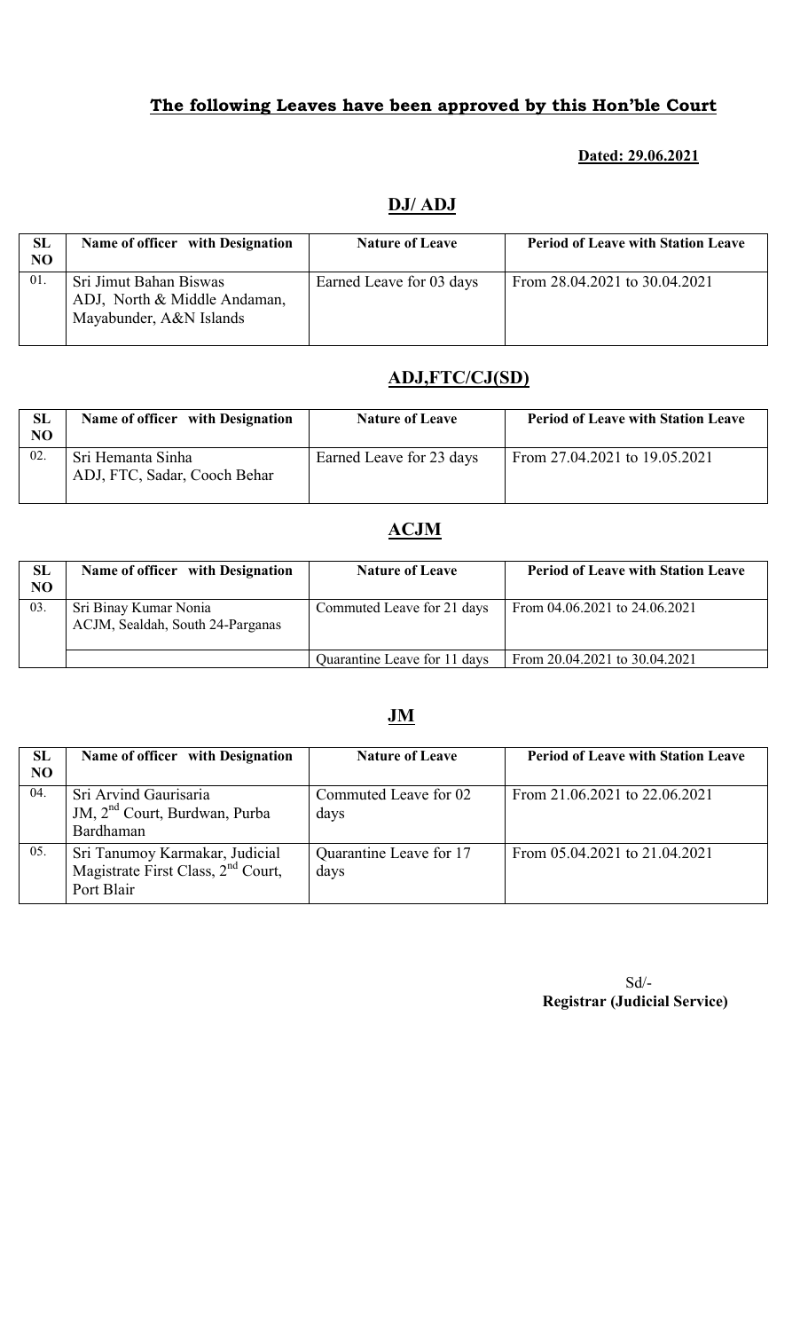## The following Leaves have been approved by this Hon'ble Court

**Dated: 29.06.2021**

## DJ/ ADJ

| SL NO | Name of officer with Designation | Nature of Leave | Period of Leave with Station Leave |
|---|---|---|---|
| 01. | Sri Jimut Bahan Biswas ADJ, North & Middle Andaman, Mayabunder, A&N Islands | Earned Leave for 03 days | From 28.04.2021 to 30.04.2021 |

## ADJ,FTC/CJ(SD)

| SL NO | Name of officer with Designation | Nature of Leave | Period of Leave with Station Leave |
|---|---|---|---|
| 02. | Sri Hemanta Sinha ADJ, FTC, Sadar, Cooch Behar | Earned Leave for 23 days | From 27.04.2021 to 19.05.2021 |

## ACJM

| SL NO | Name of officer with Designation | Nature of Leave | Period of Leave with Station Leave |
|---|---|---|---|
| 03. | Sri Binay Kumar Nonia ACJM, Sealdah, South 24-Parganas | Commuted Leave for 21 days | From 04.06.2021 to 24.06.2021 |
| | | Quarantine Leave for 11 days | From 20.04.2021 to 30.04.2021 |

## JM

| SL NO | Name of officer with Designation | Nature of Leave | Period of Leave with Station Leave |
|---|---|---|---|
| 04. | Sri Arvind Gaurisaria JM, 2nd Court, Burdwan, Purba Bardhaman | Commuted Leave for 02 days | From 21.06.2021 to 22.06.2021 |
| 05. | Sri Tanumoy Karmakar, Judicial Magistrate First Class, 2nd Court, Port Blair | Quarantine Leave for 17 days | From 05.04.2021 to 21.04.2021 |

Sd/-
**Registrar (Judicial Service)**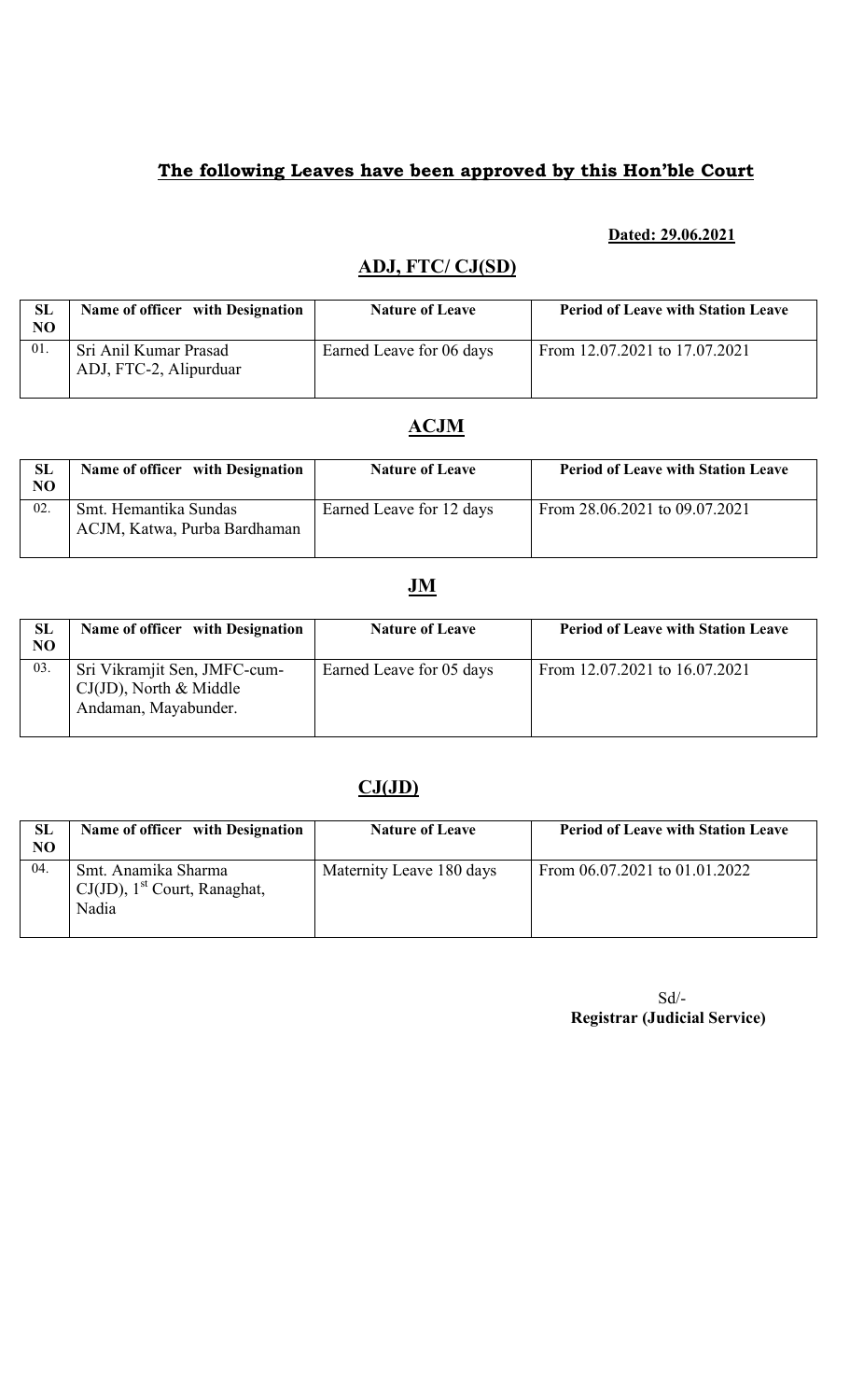## **The following Leaves have been approved by this Hon'ble Court**

**Dated: 29.06.2021**

### **ADJ, FTC/ CJ(SD)**

| SL NO | Name of officer with Designation | Nature of Leave | Period of Leave with Station Leave |
|---|---|---|---|
| 01. | Sri Anil Kumar Prasad ADJ, FTC-2, Alipurduar | Earned Leave for 06 days | From 12.07.2021 to 17.07.2021 |

### **ACJM**

| SL NO | Name of officer with Designation | Nature of Leave | Period of Leave with Station Leave |
|---|---|---|---|
| 02. | Smt. Hemantika Sundas ACJM, Katwa, Purba Bardhaman | Earned Leave for 12 days | From 28.06.2021 to 09.07.2021 |

### **JM**

| SL NO | Name of officer with Designation | Nature of Leave | Period of Leave with Station Leave |
|---|---|---|---|
| 03. | Sri Vikramjit Sen, JMFC-cum-CJ(JD), North & Middle Andaman, Mayabunder. | Earned Leave for 05 days | From 12.07.2021 to 16.07.2021 |

### **CJ(JD)**

| SL NO | Name of officer with Designation | Nature of Leave | Period of Leave with Station Leave |
|---|---|---|---|
| 04. | Smt. Anamika Sharma CJ(JD), 1st Court, Ranaghat, Nadia | Maternity Leave 180 days | From 06.07.2021 to 01.01.2022 |

Sd/-
**Registrar (Judicial Service)**